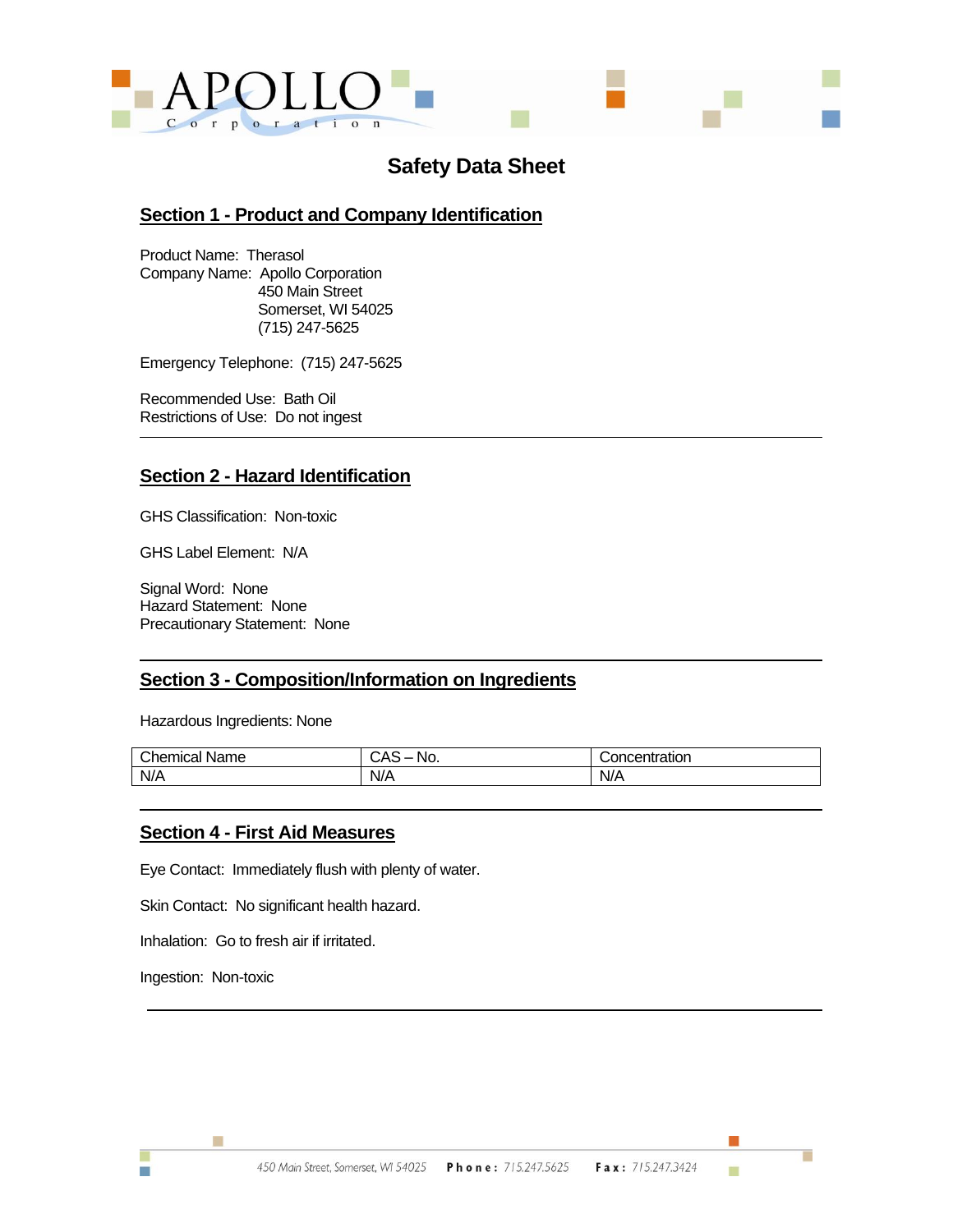# Safety Data Sheet

## Section 1 - Product and Company Identification

Product Name: Therasol
Company Name: Apollo Corporation
450 Main Street
Somerset, WI 54025
(715) 247-5625

Emergency Telephone: (715) 247-5625

Recommended Use: Bath Oil
Restrictions of Use: Do not ingest

---

## Section 2 - Hazard Identification

GHS Classification: Non-toxic

GHS Label Element: N/A

Signal Word: None
Hazard Statement: None
Precautionary Statement: None

---

## Section 3 - Composition/Information on Ingredients

Hazardous Ingredients: None

| Chemical Name | CAS – No. | Concentration |
| --- | --- | --- |
| N/A | N/A | N/A |

---

## Section 4 - First Aid Measures

Eye Contact: Immediately flush with plenty of water.

Skin Contact: No significant health hazard.

Inhalation: Go to fresh air if irritated.

Ingestion: Non-toxic

---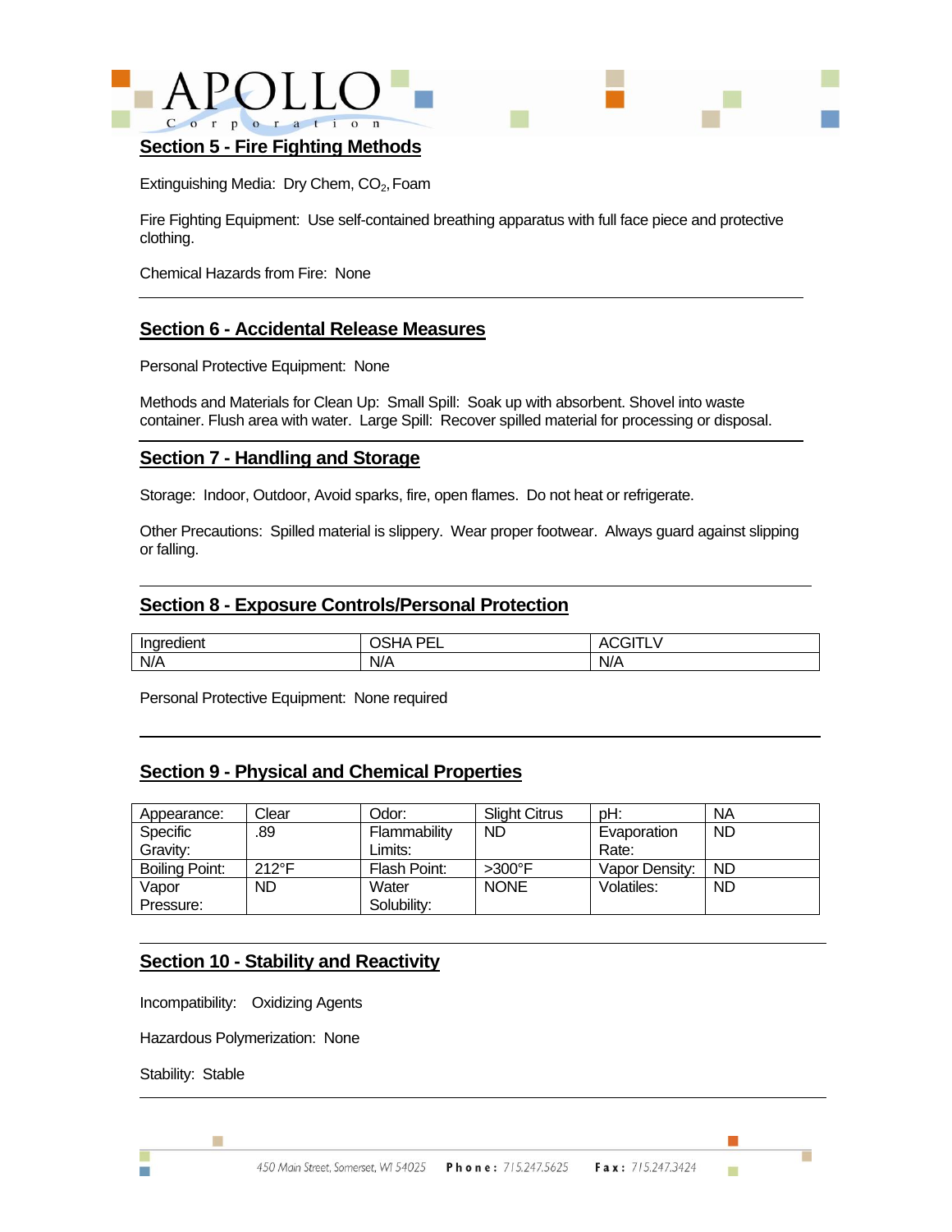## Section 5 - Fire Fighting Methods

Extinguishing Media: Dry Chem, $CO_2$, Foam

Fire Fighting Equipment: Use self-contained breathing apparatus with full face piece and protective clothing.

Chemical Hazards from Fire: None

## Section 6 - Accidental Release Measures

Personal Protective Equipment: None

Methods and Materials for Clean Up: Small Spill: Soak up with absorbent. Shovel into waste container. Flush area with water. Large Spill: Recover spilled material for processing or disposal.

## Section 7 - Handling and Storage

Storage: Indoor, Outdoor, Avoid sparks, fire, open flames. Do not heat or refrigerate.

Other Precautions: Spilled material is slippery. Wear proper footwear. Always guard against slipping or falling.

## Section 8 - Exposure Controls/Personal Protection

| Ingredient | OSHA PEL | ACGITLV |
| --- | --- | --- |
| N/A | N/A | N/A |

Personal Protective Equipment: None required

## Section 9 - Physical and Chemical Properties

| Appearance: | Clear | Odor: | Slight Citrus | pH: | NA |
| --- | --- | --- | --- | --- | --- |
| Specific Gravity: | .89 | Flammability Limits: | ND | Evaporation Rate: | ND |
| Boiling Point: | 212°F | Flash Point: | >300°F | Vapor Density: | ND |
| Vapor Pressure: | ND | Water Solubility: | NONE | Volatiles: | ND |

## Section 10 - Stability and Reactivity

Incompatibility: Oxidizing Agents

Hazardous Polymerization: None

Stability: Stable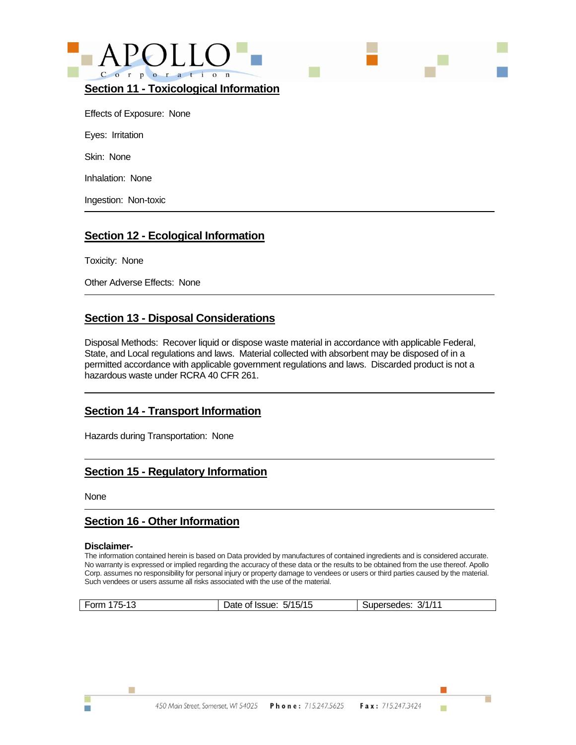## Section 11 - Toxicological Information

Effects of Exposure: None

Eyes: Irritation

Skin: None

Inhalation: None

Ingestion: Non-toxic

---

## Section 12 - Ecological Information

Toxicity: None

Other Adverse Effects: None

---

## Section 13 - Disposal Considerations

Disposal Methods: Recover liquid or dispose waste material in accordance with applicable Federal, State, and Local regulations and laws. Material collected with absorbent may be disposed of in a permitted accordance with applicable government regulations and laws. Discarded product is not a hazardous waste under RCRA 40 CFR 261.

---

## Section 14 - Transport Information

Hazards during Transportation: None

---

## Section 15 - Regulatory Information

None

---

## Section 16 - Other Information

**Disclaimer-**

The information contained herein is based on Data provided by manufactures of contained ingredients and is considered accurate. No warranty is expressed or implied regarding the accuracy of these data or the results to be obtained from the use thereof. Apollo Corp. assumes no responsibility for personal injury or property damage to vendees or users or third parties caused by the material. Such vendees or users assume all risks associated with the use of the material.

| | | |
|---|---|---|
| Form 175-13 | Date of Issue: 5/15/15 | Supersedes: 3/1/11 |